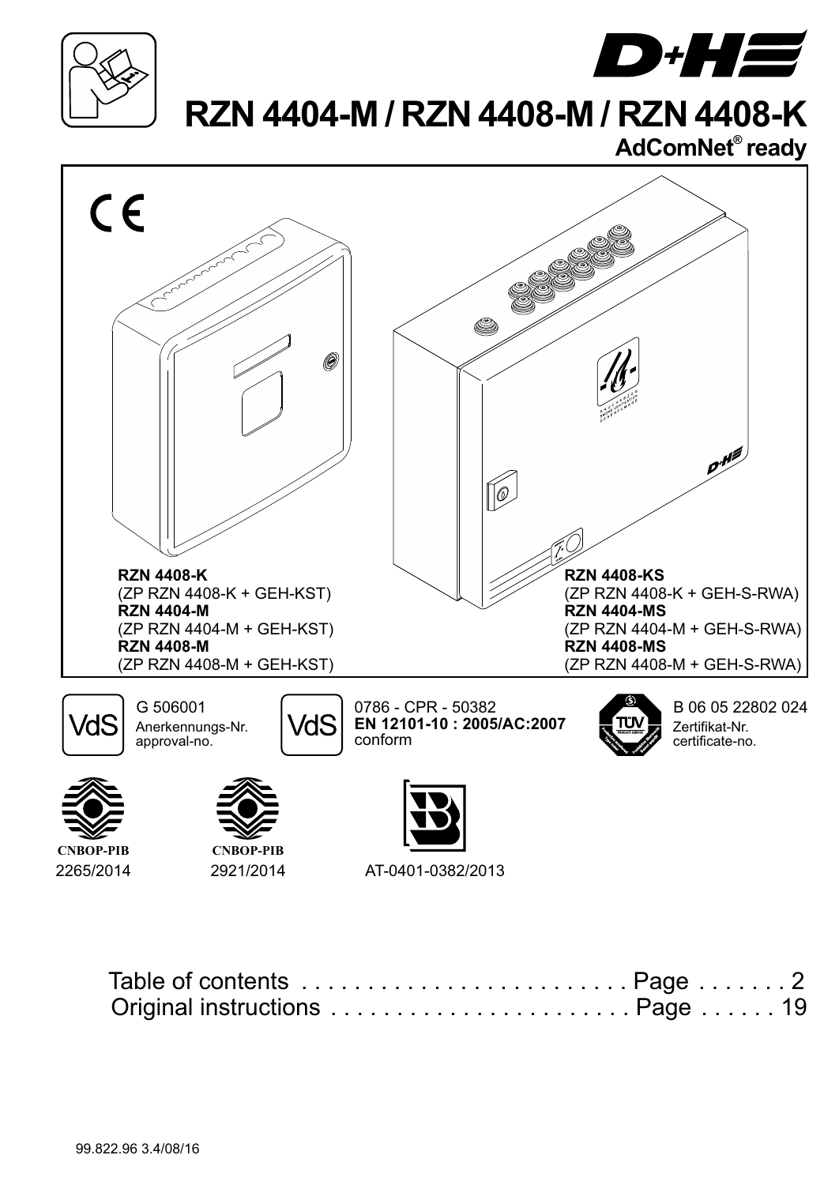# RZN 4404-M / RZN 4408-M / RZN 4408-K

**AdComNet® ready**

CE

**RZN 4408-K**
(ZP RZN 4408-K + GEH-KST)
**RZN 4404-M**
(ZP RZN 4404-M + GEH-KST)
**RZN 4408-M**
(ZP RZN 4408-M + GEH-KST)

**RZN 4408-KS**
(ZP RZN 4408-K + GEH-S-RWA)
**RZN 4404-MS**
(ZP RZN 4404-M + GEH-S-RWA)
**RZN 4408-MS**
(ZP RZN 4408-M + GEH-S-RWA)

VdS G 506001
Anerkennungs-Nr.
approval-no.

VdS 0786 - CPR - 50382
**EN 12101-10 : 2005/AC:2007**
conform

TÜV B 06 05 22802 024
Zertifikat-Nr.
certificate-no.

CNBOP-PIB
2265/2014

CNBOP-PIB
2921/2014

AT-0401-0382/2013

Table of contents . . . . . . . . . . . . . . . . . . . . . . . . Page . . . . . . . 2
Original instructions . . . . . . . . . . . . . . . . . . . . . . Page . . . . . . 19

99.822.96 3.4/08/16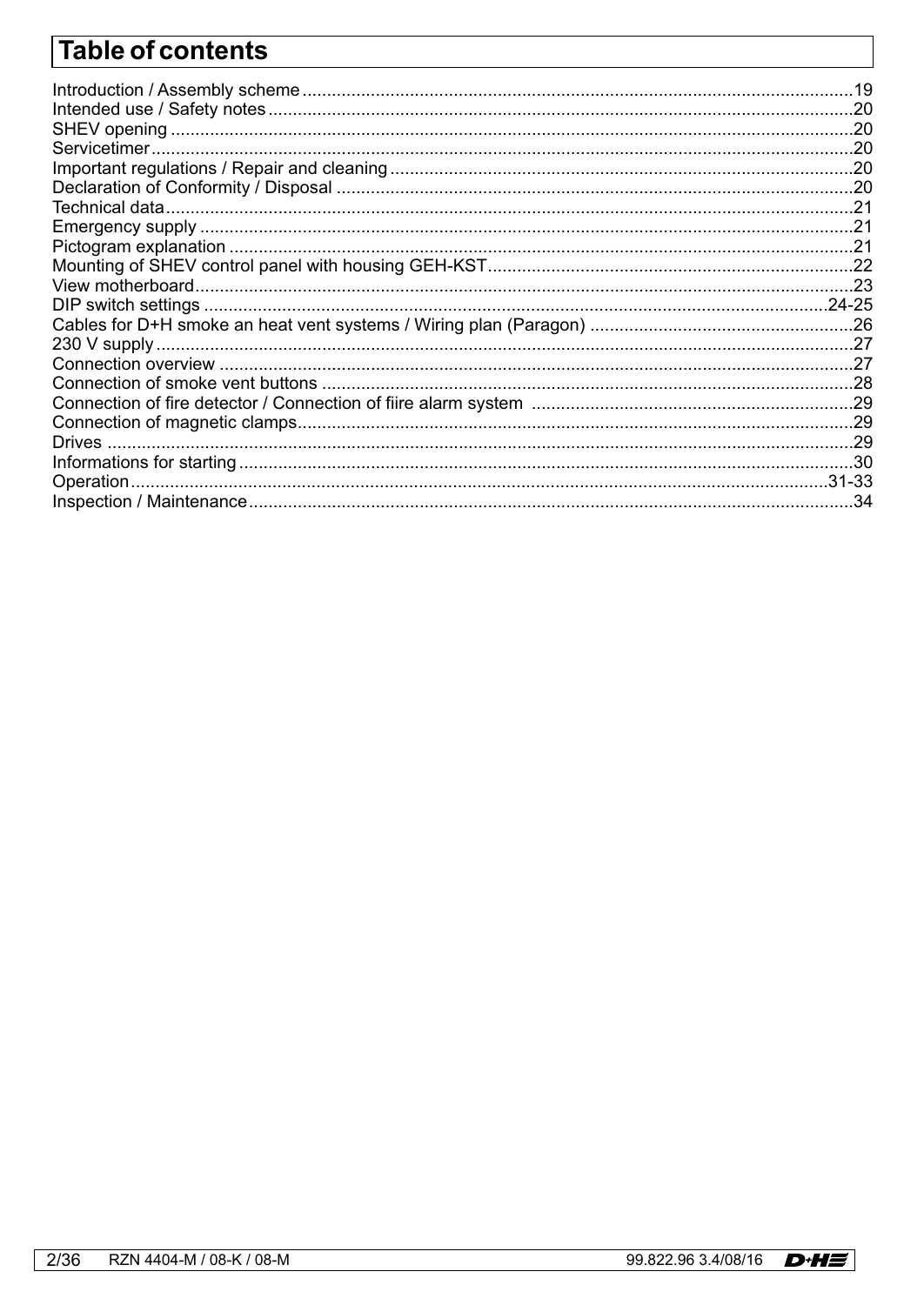# Table of contents

| | |
|---|---|
| Introduction / Assembly scheme | 19 |
| Intended use / Safety notes | 20 |
| SHEV opening | 20 |
| Servicetimer | 20 |
| Important regulations / Repair and cleaning | 20 |
| Declaration of Conformity / Disposal | 20 |
| Technical data | 21 |
| Emergency supply | 21 |
| Pictogram explanation | 21 |
| Mounting of SHEV control panel with housing GEH-KST | 22 |
| View motherboard | 23 |
| DIP switch settings | 24-25 |
| Cables for D+H smoke an heat vent systems / Wiring plan (Paragon) | 26 |
| 230 V supply | 27 |
| Connection overview | 27 |
| Connection of smoke vent buttons | 28 |
| Connection of fire detector / Connection of fiire alarm system | 29 |
| Connection of magnetic clamps | 29 |
| Drives | 29 |
| Informations for starting | 30 |
| Operation | 31-33 |
| Inspection / Maintenance | 34 |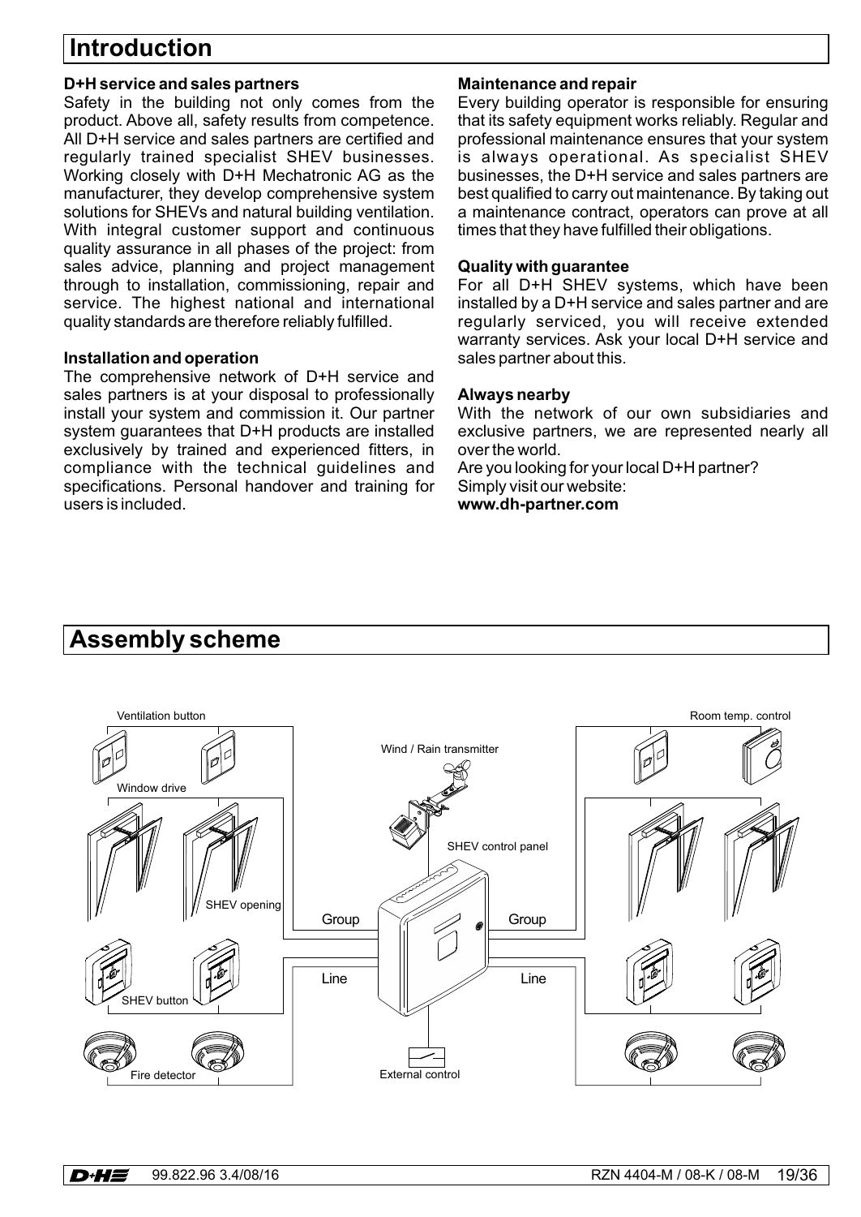# Introduction

### D+H service and sales partners

Safety in the building not only comes from the product. Above all, safety results from competence. All D+H service and sales partners are certified and regularly trained specialist SHEV businesses. Working closely with D+H Mechatronic AG as the manufacturer, they develop comprehensive system solutions for SHEVs and natural building ventilation. With integral customer support and continuous quality assurance in all phases of the project: from sales advice, planning and project management through to installation, commissioning, repair and service. The highest national and international quality standards are therefore reliably fulfilled.

### Installation and operation

The comprehensive network of D+H service and sales partners is at your disposal to professionally install your system and commission it. Our partner system guarantees that D+H products are installed exclusively by trained and experienced fitters, in compliance with the technical guidelines and specifications. Personal handover and training for users is included.

### Maintenance and repair

Every building operator is responsible for ensuring that its safety equipment works reliably. Regular and professional maintenance ensures that your system is always operational. As specialist SHEV businesses, the D+H service and sales partners are best qualified to carry out maintenance. By taking out a maintenance contract, operators can prove at all times that they have fulfilled their obligations.

### Quality with guarantee

For all D+H SHEV systems, which have been installed by a D+H service and sales partner and are regularly serviced, you will receive extended warranty services. Ask your local D+H service and sales partner about this.

### Always nearby

With the network of our own subsidiaries and exclusive partners, we are represented nearly all over the world.
Are you looking for your local D+H partner?
Simply visit our website:
**www.dh-partner.com**

# Assembly scheme

Ventilation button

Window drive

SHEV opening

SHEV button

Fire detector

Wind / Rain transmitter

SHEV control panel

Group

Line

Group

Line

External control

Room temp. control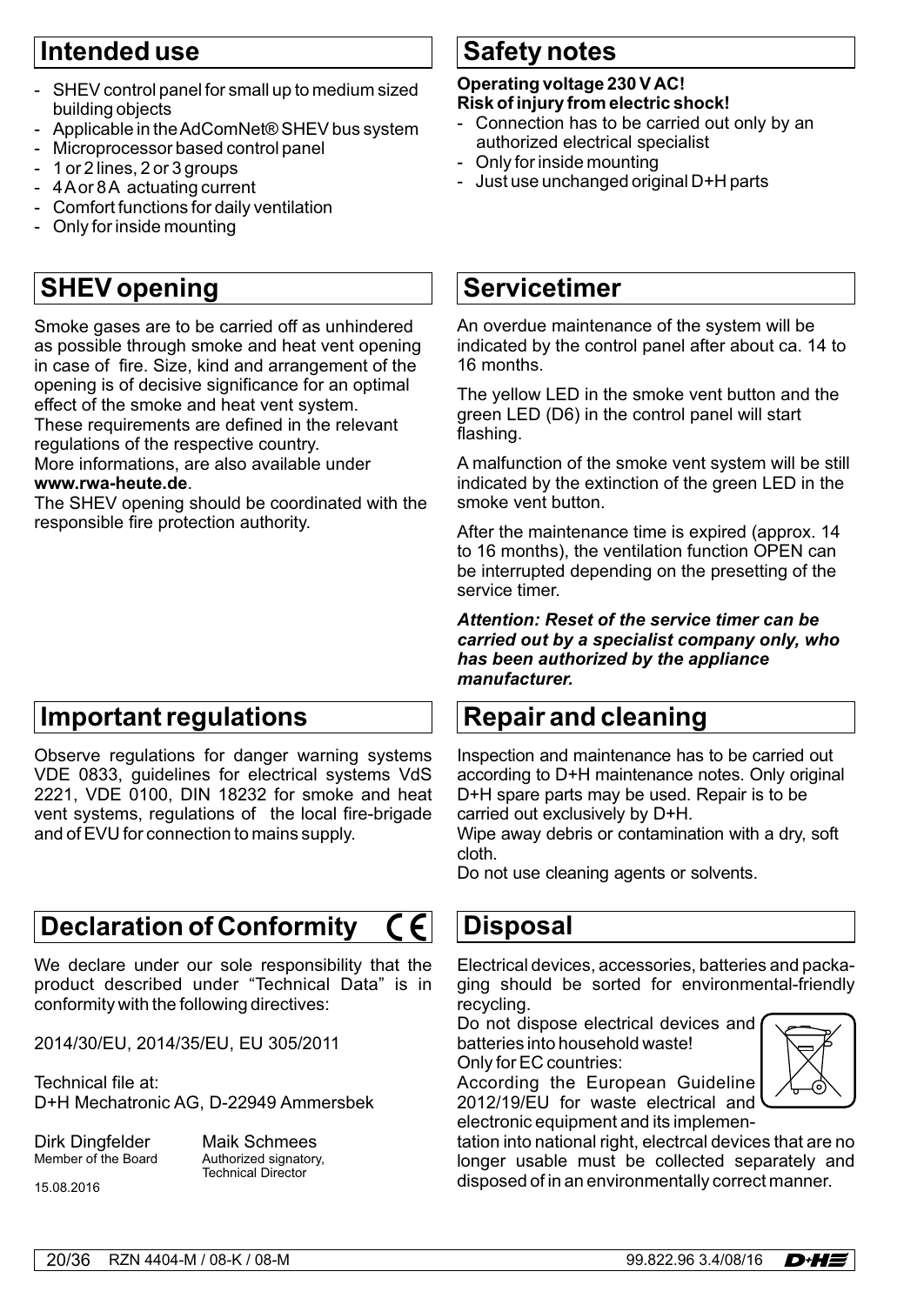## Intended use

- SHEV control panel for small up to medium sized building objects
- Applicable in the AdComNet® SHEV bus system
- Microprocessor based control panel
- 1 or 2 lines, 2 or 3 groups
- 4 A or 8 A actuating current
- Comfort functions for daily ventilation
- Only for inside mounting

## Safety notes

**Operating voltage 230 V AC!**
**Risk of injury from electric shock!**

- Connection has to be carried out only by an authorized electrical specialist
- Only for inside mounting
- Just use unchanged original D+H parts

## SHEV opening

Smoke gases are to be carried off as unhindered as possible through smoke and heat vent opening in case of fire. Size, kind and arrangement of the opening is of decisive significance for an optimal effect of the smoke and heat vent system.
These requirements are defined in the relevant regulations of the respective country.
More informations, are also available under **www.rwa-heute.de**.
The SHEV opening should be coordinated with the responsible fire protection authority.

## Servicetimer

An overdue maintenance of the system will be indicated by the control panel after about ca. 14 to 16 months.

The yellow LED in the smoke vent button and the green LED (D6) in the control panel will start flashing.

A malfunction of the smoke vent system will be still indicated by the extinction of the green LED in the smoke vent button.

After the maintenance time is expired (approx. 14 to 16 months), the ventilation function OPEN can be interrupted depending on the presetting of the service timer.

***Attention: Reset of the service timer can be carried out by a specialist company only, who has been authorized by the appliance manufacturer.***

## Important regulations

Observe regulations for danger warning systems VDE 0833, guidelines for electrical systems VdS 2221, VDE 0100, DIN 18232 for smoke and heat vent systems, regulations of the local fire-brigade and of EVU for connection to mains supply.

## Repair and cleaning

Inspection and maintenance has to be carried out according to D+H maintenance notes. Only original D+H spare parts may be used. Repair is to be carried out exclusively by D+H.
Wipe away debris or contamination with a dry, soft cloth.
Do not use cleaning agents or solvents.

## Declaration of Conformity CE

We declare under our sole responsibility that the product described under "Technical Data" is in conformity with the following directives:

2014/30/EU, 2014/35/EU, EU 305/2011

Technical file at:
D+H Mechatronic AG, D-22949 Ammersbek

Dirk Dingfelder
Member of the Board

Maik Schmees
Authorized signatory, Technical Director

15.08.2016

## Disposal

Electrical devices, accessories, batteries and packaging should be sorted for environmental-friendly recycling.
Do not dispose electrical devices and batteries into household waste!
Only for EC countries:
According the European Guideline 2012/19/EU for waste electrical and electronic equipment and its implementation into national right, electrcal devices that are no longer usable must be collected separately and disposed of in an environmentally correct manner.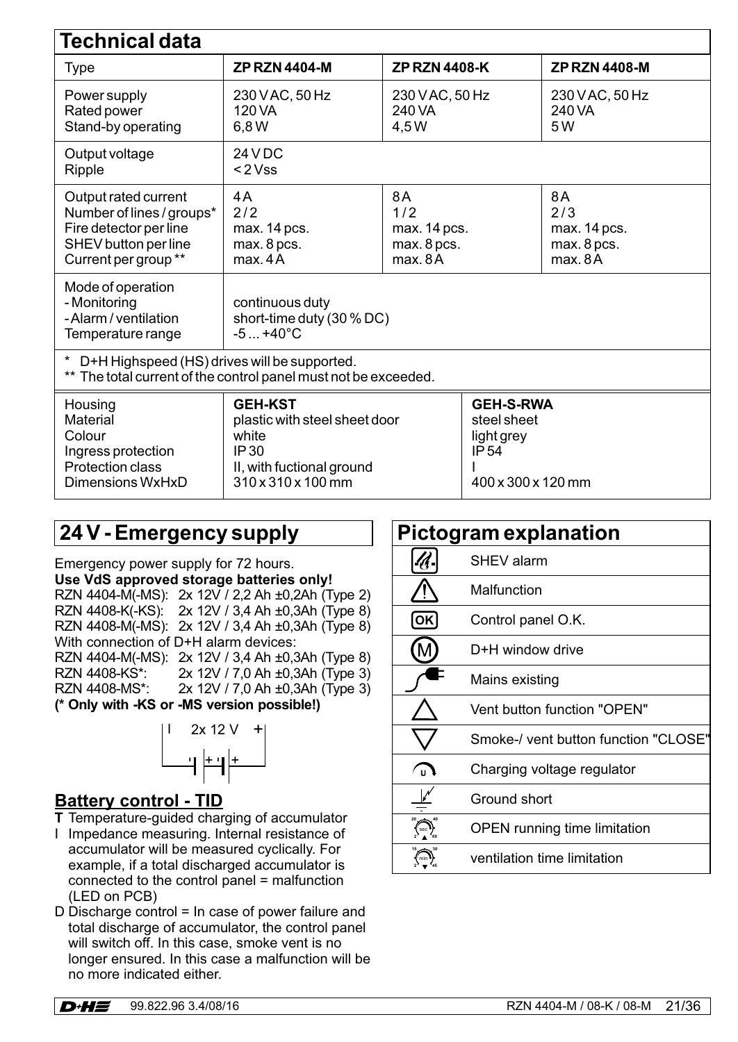## Technical data

| Type | ZP RZN 4404-M | ZP RZN 4408-K | ZP RZN 4408-M |
|---|---|---|---|
| Power supply<br>Rated power<br>Stand-by operating | 230 V AC, 50 Hz<br>120 VA<br>6,8 W | 230 V AC, 50 Hz<br>240 VA<br>4,5 W | 230 V AC, 50 Hz<br>240 VA<br>5 W |
| Output voltage<br>Ripple | 24 V DC<br>< 2 Vss | | |
| Output rated current<br>Number of lines / groups*<br>Fire detector per line<br>SHEV button per line<br>Current per group ** | 4 A<br>2 / 2<br>max. 14 pcs.<br>max. 8 pcs.<br>max. 4 A | 8 A<br>1 / 2<br>max. 14 pcs.<br>max. 8 pcs.<br>max. 8 A | 8 A<br>2 / 3<br>max. 14 pcs.<br>max. 8 pcs.<br>max. 8 A |
| Mode of operation<br>- Monitoring<br>- Alarm / ventilation<br>Temperature range | continuous duty<br>short-time duty (30 % DC)<br>-5 ... +40°C | | |

\* D+H Highspeed (HS) drives will be supported.
\*\* The total current of the control panel must not be exceeded.

| Housing | GEH-KST | GEH-S-RWA |
|---|---|---|
| Material | plastic with steel sheet door | steel sheet |
| Colour | white | light grey |
| Ingress protection | IP 30 | IP 54 |
| Protection class | II, with fuctional ground | I |
| Dimensions WxHxD | 310 x 310 x 100 mm | 400 x 300 x 120 mm |

## 24 V - Emergency supply

Emergency power supply for 72 hours.
**Use VdS approved storage batteries only!**

RZN 4404-M(-MS): 2x 12V / 2,2 Ah ±0,2Ah (Type 2)
RZN 4408-K(-KS): 2x 12V / 3,4 Ah ±0,3Ah (Type 8)
RZN 4408-M(-MS): 2x 12V / 3,4 Ah ±0,3Ah (Type 8)

With connection of D+H alarm devices:

RZN 4404-M(-MS): 2x 12V / 3,4 Ah ±0,3Ah (Type 8)
RZN 4408-KS*: 2x 12V / 7,0 Ah ±0,3Ah (Type 3)
RZN 4408-MS*: 2x 12V / 7,0 Ah ±0,3Ah (Type 3)

**(* Only with -KS or -MS version possible!)**

2x 12 V

### Battery control - TID

- **T** Temperature-guided charging of accumulator
- I Impedance measuring. Internal resistance of accumulator will be measured cyclically. For example, if a total discharged accumulator is connected to the control panel = malfunction (LED on PCB)
- D Discharge control = In case of power failure and total discharge of accumulator, the control panel will switch off. In this case, smoke vent is no longer ensured. In this case a malfunction will be no more indicated either.

## Pictogram explanation

| | |
|---|---|
| | SHEV alarm |
| | Malfunction |
| OK | Control panel O.K. |
| M | D+H window drive |
| | Mains existing |
| △ | Vent button function "OPEN" |
| ▽ | Smoke-/ vent button function "CLOSE" |
| U | Charging voltage regulator |
| | Ground short |
| sec | OPEN running time limitation |
| min | ventilation time limitation |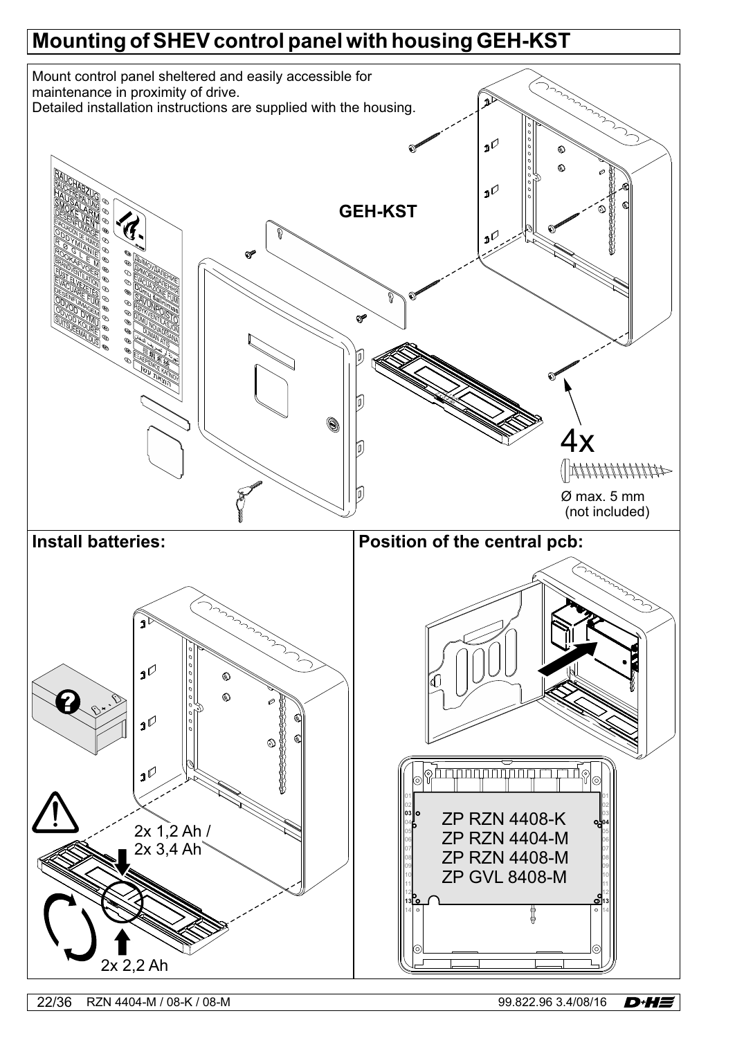# Mounting of SHEV control panel with housing GEH-KST

Mount control panel sheltered and easily accessible for maintenance in proximity of drive.
Detailed installation instructions are supplied with the housing.

GEH-KST

4x

Ø max. 5 mm
(not included)

## Install batteries:

2x 1,2 Ah /
2x 3,4 Ah

2x 2,2 Ah

## Position of the central pcb:

ZP RZN 4408-K
ZP RZN 4404-M
ZP RZN 4408-M
ZP GVL 8408-M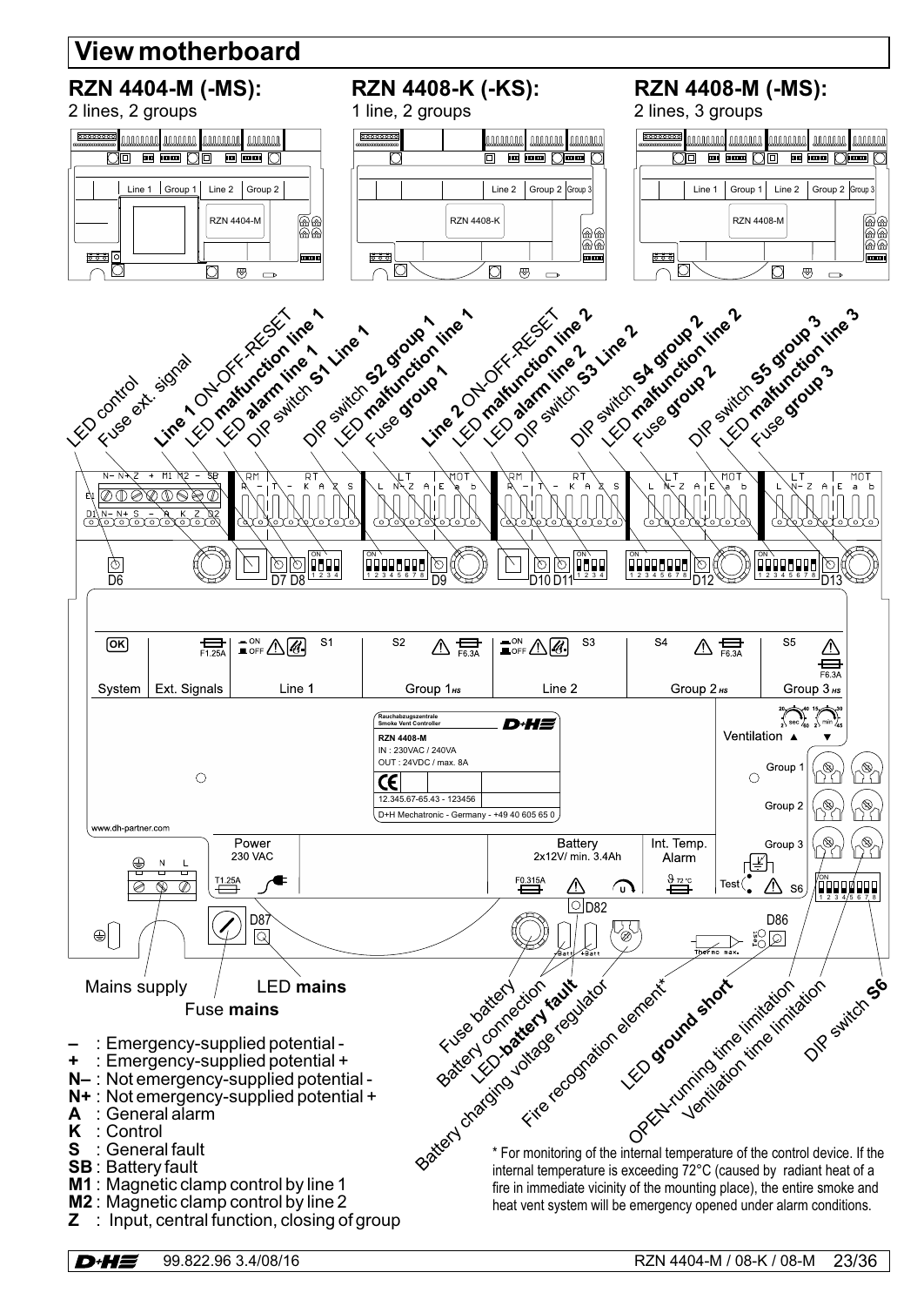# View motherboard

**RZN 4404-M (-MS):**
2 lines, 2 groups

**RZN 4408-K (-KS):**
1 line, 2 groups

**RZN 4408-M (-MS):**
2 lines, 3 groups

LED control
Fuse ext. signal
**Line 1** ON-OFF-RESET
LED **malfunction line 1**
LED **alarm line 1**
DIP switch **S1 Line 1**
DIP switch **S2 group 1**
LED **malfunction line 1**
Fuse **group 1**
**Line 2** ON-OFF-RESET
LED **malfunction line 2**
LED **alarm line 2**
DIP switch **S3 Line 2**
DIP switch **S4 group 2**
LED **malfunction line 2**
Fuse **group 2**
DIP switch **S5 group 3**
LED **malfunction line 3**
Fuse **group 3**

Mains supply
LED **mains**
Fuse **mains**

Fuse battery
Battery connection
LED-**battery fault**
Battery charging voltage regulator
Fire recognation element*
LED **ground short**
OPEN-running time limitation
Ventilation time limitation
DIP switch **S6**

- **–** : Emergency-supplied potential -
- **+** : Emergency-supplied potential +
- **N–** : Not emergency-supplied potential -
- **N+** : Not emergency-supplied potential +
- **A** : General alarm
- **K** : Control
- **S** : General fault
- **SB** : Battery fault
- **M1** : Magnetic clamp control by line 1
- **M2** : Magnetic clamp control by line 2
- **Z** : Input, central function, closing of group

\* For monitoring of the internal temperature of the control device. If the internal temperature is exceeding 72°C (caused by radiant heat of a fire in immediate vicinity of the mounting place), the entire smoke and heat vent system will be emergency opened under alarm conditions.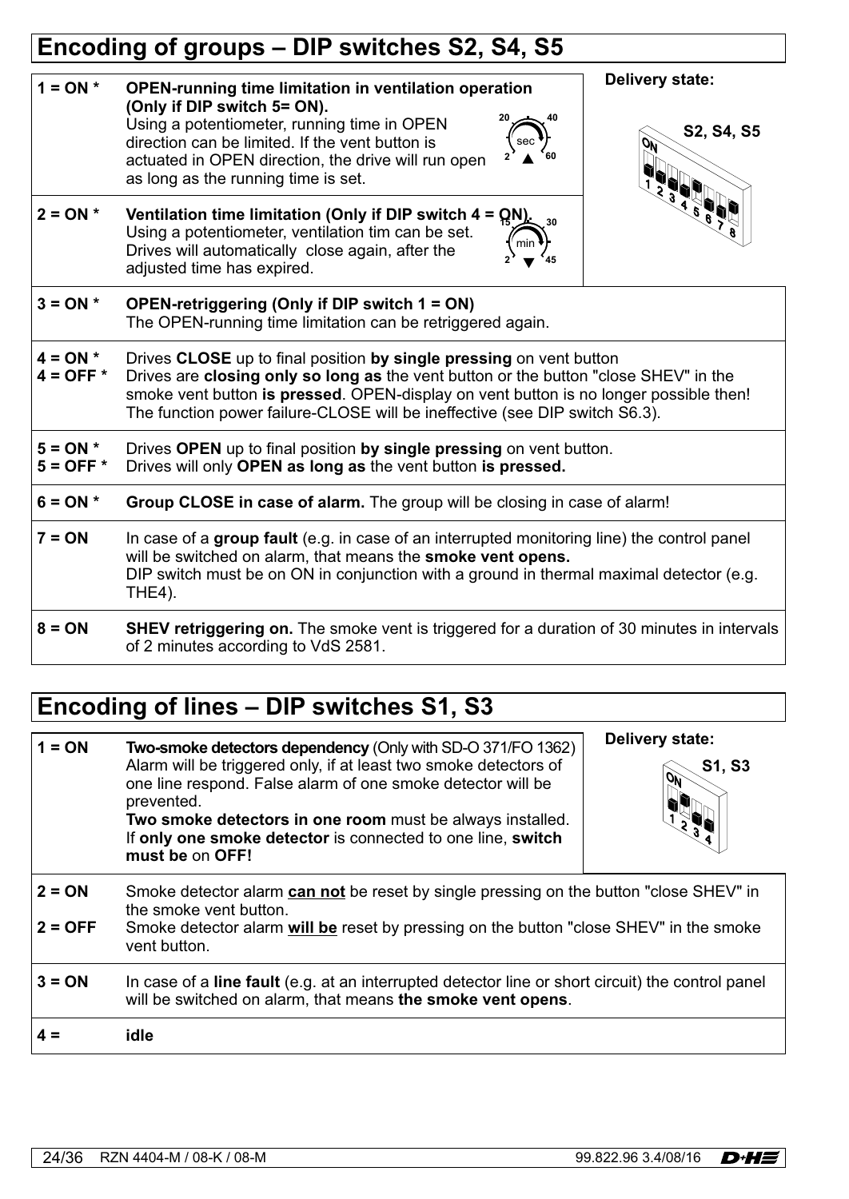## Encoding of groups – DIP switches S2, S4, S5

**Delivery state:** S2, S4, S5

| | |
|---|---|
| **1 = ON *** | **OPEN-running time limitation in ventilation operation (Only if DIP switch 5= ON).** Using a potentiometer, running time in OPEN direction can be limited. If the vent button is actuated in OPEN direction, the drive will run open as long as the running time is set. |
| **2 = ON *** | **Ventilation time limitation (Only if DIP switch 4 = ON).** Using a potentiometer, ventilation tim can be set. Drives will automatically close again, after the adjusted time has expired. |
| **3 = ON *** | **OPEN-retriggering (Only if DIP switch 1 = ON)** The OPEN-running time limitation can be retriggered again. |
| **4 = ON *** <br> **4 = OFF *** | Drives **CLOSE** up to final position **by single pressing** on vent button <br> Drives are **closing only so long as** the vent button or the button "close SHEV" in the smoke vent button **is pressed**. OPEN-display on vent button is no longer possible then! The function power failure-CLOSE will be ineffective (see DIP switch S6.3). |
| **5 = ON *** <br> **5 = OFF *** | Drives **OPEN** up to final position **by single pressing** on vent button. <br> Drives will only **OPEN as long as** the vent button **is pressed.** |
| **6 = ON *** | **Group CLOSE in case of alarm.** The group will be closing in case of alarm! |
| **7 = ON** | In case of a **group fault** (e.g. in case of an interrupted monitoring line) the control panel will be switched on alarm, that means the **smoke vent opens.** DIP switch must be on ON in conjunction with a ground in thermal maximal detector (e.g. THE4). |
| **8 = ON** | **SHEV retriggering on.** The smoke vent is triggered for a duration of 30 minutes in intervals of 2 minutes according to VdS 2581. |

20 40 sec 2 60

15 30 min 2 45

## Encoding of lines – DIP switches S1, S3

**Delivery state:** S1, S3

| | |
|---|---|
| **1 = ON** | **Two-smoke detectors dependency** (Only with SD-O 371/FO 1362) Alarm will be triggered only, if at least two smoke detectors of one line respond. False alarm of one smoke detector will be prevented. **Two smoke detectors in one room** must be always installed. If **only one smoke detector** is connected to one line, **switch must be** on **OFF!** |
| **2 = ON** <br> **2 = OFF** | Smoke detector alarm **can not** be reset by single pressing on the button "close SHEV" in the smoke vent button. <br> Smoke detector alarm **will be** reset by pressing on the button "close SHEV" in the smoke vent button. |
| **3 = ON** | In case of a **line fault** (e.g. at an interrupted detector line or short circuit) the control panel will be switched on alarm, that means **the smoke vent opens**. |
| **4 =** | **idle** |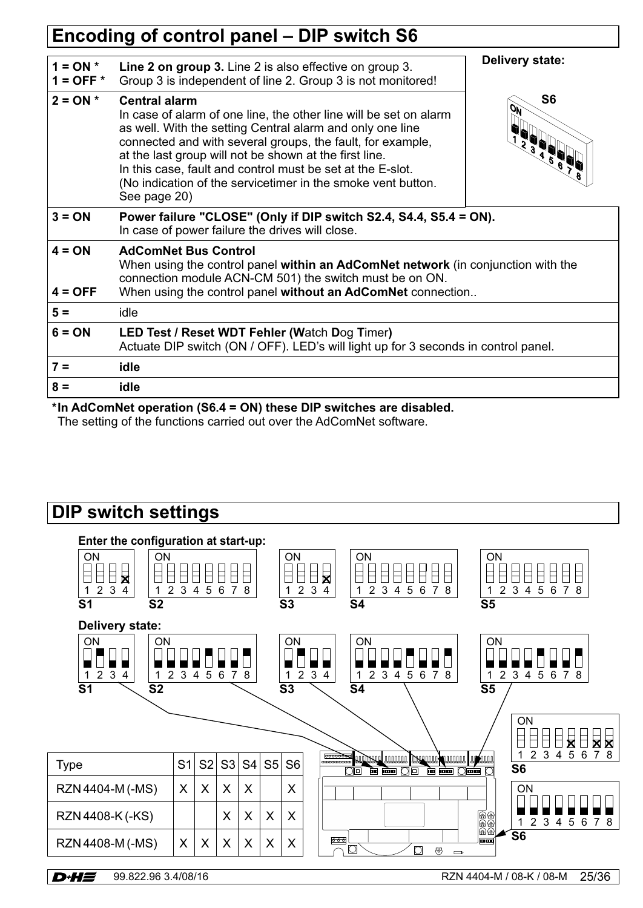## Encoding of control panel – DIP switch S6

| | | |
|---|---|---|
| 1 = ON *<br>1 = OFF * | **Line 2 on group 3.** Line 2 is also effective on group 3.<br>Group 3 is independent of line 2. Group 3 is not monitored! | **Delivery state:** |
| 2 = ON * | **Central alarm**<br>In case of alarm of one line, the other line will be set on alarm as well. With the setting Central alarm and only one line connected and with several groups, the fault, for example, at the last group will not be shown at the first line.<br>In this case, fault and control must be set at the E-slot.<br>(No indication of the servicetimer in the smoke vent button. See page 20) | S6 |
| 3 = ON | **Power failure "CLOSE" (Only if DIP switch S2.4, S4.4, S5.4 = ON).**<br>In case of power failure the drives will close. | |
| 4 = ON<br>4 = OFF | **AdComNet Bus Control**<br>When using the control panel **within an AdComNet network** (in conjunction with the connection module ACN-CM 501) the switch must be on ON.<br>When using the control panel **without an AdComNet** connection.. | |
| 5 = | idle | |
| 6 = ON | **LED Test / Reset WDT Fehler (Watch Dog Timer)**<br>Actuate DIP switch (ON / OFF). LED's will light up for 3 seconds in control panel. | |
| 7 = | **idle** | |
| 8 = | **idle** | |

**\*In AdComNet operation (S6.4 = ON) these DIP switches are disabled.**
The setting of the functions carried out over the AdComNet software.

## DIP switch settings

**Enter the configuration at start-up:**

S1 S2 S3 S4 S5

**Delivery state:**

S1 S2 S3 S4 S5

S6

S6

| Type | S1 | S2 | S3 | S4 | S5 | S6 |
|---|---|---|---|---|---|---|
| RZN 4404-M (-MS) | X | X | X | X | | X |
| RZN 4408-K (-KS) | | | X | X | X | X |
| RZN 4408-M (-MS) | X | X | X | X | X | X |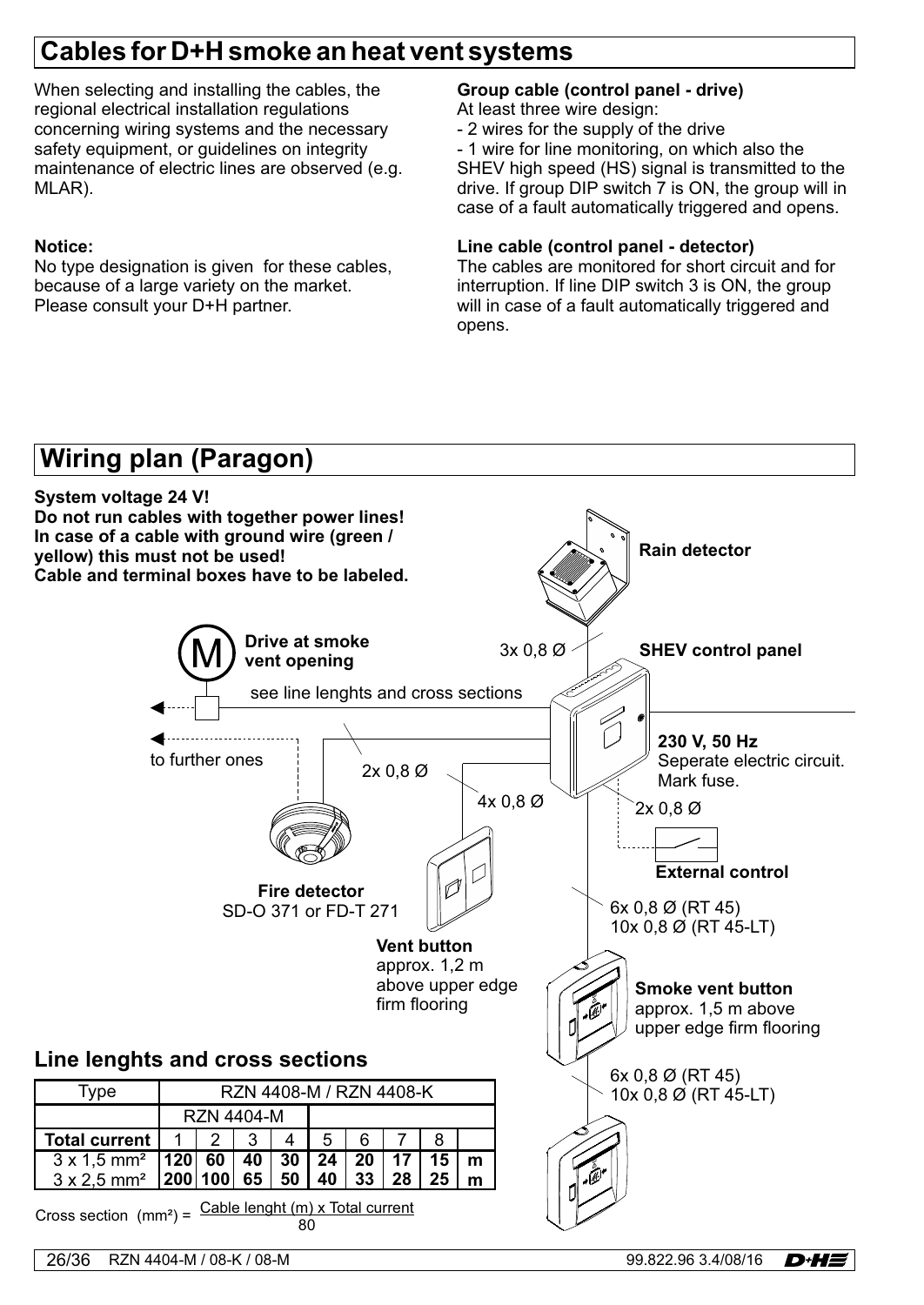## Cables for D+H smoke an heat vent systems

When selecting and installing the cables, the regional electrical installation regulations concerning wiring systems and the necessary safety equipment, or guidelines on integrity maintenance of electric lines are observed (e.g. MLAR).

**Notice:**
No type designation is given for these cables, because of a large variety on the market. Please consult your D+H partner.

**Group cable (control panel - drive)**
At least three wire design:
- 2 wires for the supply of the drive
- 1 wire for line monitoring, on which also the SHEV high speed (HS) signal is transmitted to the drive. If group DIP switch 7 is ON, the group will in case of a fault automatically triggered and opens.

**Line cable (control panel - detector)**
The cables are monitored for short circuit and for interruption. If line DIP switch 3 is ON, the group will in case of a fault automatically triggered and opens.

## Wiring plan (Paragon)

**System voltage 24 V!**
**Do not run cables with together power lines!**
**In case of a cable with ground wire (green / yellow) this must not be used!**
**Cable and terminal boxes have to be labeled.**

**Rain detector**

3x 0,8 Ø

**SHEV control panel**

M **Drive at smoke vent opening**

see line lenghts and cross sections

to further ones

2x 0,8 Ø

4x 0,8 Ø

**230 V, 50 Hz**
Seperate electric circuit.
Mark fuse.

2x 0,8 Ø

**External control**

**Fire detector**
SD-O 371 or FD-T 271

6x 0,8 Ø (RT 45)
10x 0,8 Ø (RT 45-LT)

**Vent button**
approx. 1,2 m above upper edge firm flooring

**Smoke vent button**
approx. 1,5 m above upper edge firm flooring

6x 0,8 Ø (RT 45)
10x 0,8 Ø (RT 45-LT)

### Line lenghts and cross sections

| Type | RZN 4408-M / RZN 4408-K | | | | | | | | |
|---|---|---|---|---|---|---|---|---|---|
| | RZN 4404-M | | | | | | | | |
| **Total current** | 1 | 2 | 3 | 4 | 5 | 6 | 7 | 8 | |
| 3 x 1,5 mm² | **120** | **60** | **40** | **30** | **24** | **20** | **17** | **15** | **m** |
| 3 x 2,5 mm² | **200** | **100** | **65** | **50** | **40** | **33** | **28** | **25** | **m** |

$$\text{Cross section (mm}^2\text{)} = \frac{\text{Cable lenght (m) x Total current}}{80}$$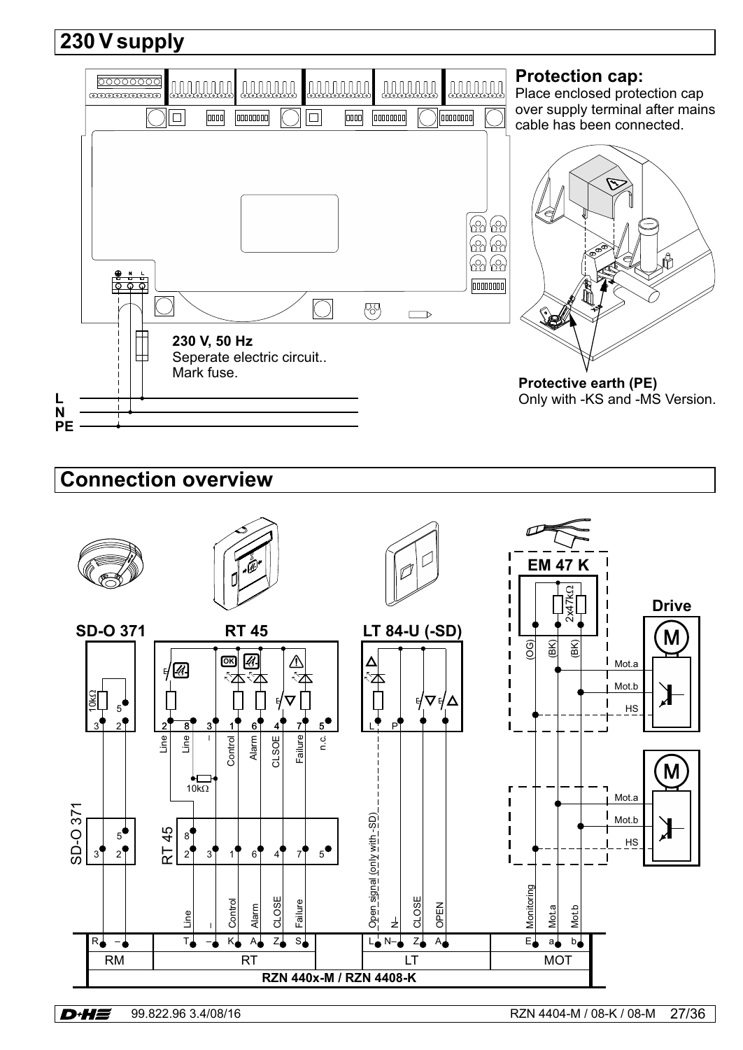## 230 V supply

**Protection cap:**
Place enclosed protection cap over supply terminal after mains cable has been connected.

**230 V, 50 Hz**
Seperate electric circuit..
Mark fuse.

L
N
PE

**Protective earth (PE)**
Only with -KS and -MS Version.

## Connection overview

SD-O 371

RT 45

LT 84-U (-SD)

EM 47 K

2x47kΩ

(OG) (BK) (BK)

Drive

M

Mot.a
Mot.b
HS

10kΩ

Line
Line
–
Control
Alarm
CLSOE
Failure
n.c.

10kΩ

Open signal (only with -SD)

Line
–
Control
Alarm
CLOSE
Failure

N
CLOSE
OPEN

Monitoring
Mot.a
Mot.b

R – T – K A Z S L N Z A E a b

RM RT LT MOT

**RZN 440x-M / RZN 4408-K**

99.822.96 3.4/08/16 RZN 4404-M / 08-K / 08-M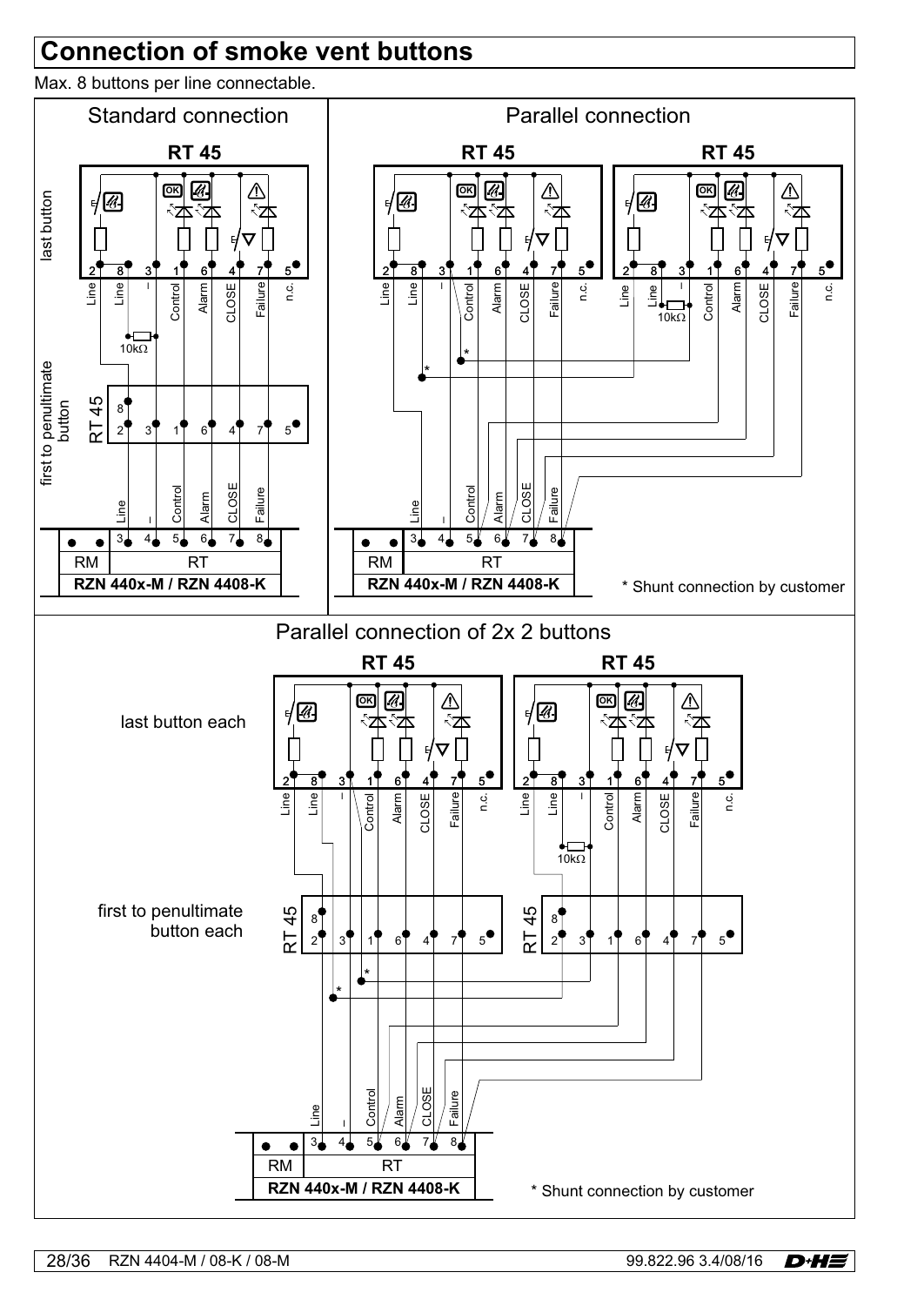# Connection of smoke vent buttons

Max. 8 buttons per line connectable.

Standard connection

RT 45

last button

2 8 3 1 6 4 7 5

Line Line – Control Alarm CLOSE Failure n.c.

10kΩ

first to penultimate button

RT 45

8
2 3 1 6 4 7 5

Line – Control Alarm CLOSE Failure

3 4 5 6 7 8

RM RT

RZN 440x-M / RZN 4408-K

Parallel connection

RT 45

RT 45

2 8 3 1 6 4 7 5

Line Line – Control Alarm CLOSE Failure n.c.

10kΩ

Line – Control Alarm CLOSE Failure

3 4 5 6 7 8

RM RT

RZN 440x-M / RZN 4408-K

* Shunt connection by customer

Parallel connection of 2x 2 buttons

RT 45

RT 45

last button each

2 8 3 1 6 4 7 5

Line Line – Control Alarm CLOSE Failure n.c.

10kΩ

first to penultimate button each

RT 45

8
2 3 1 6 4 7 5

Line – Control Alarm CLOSE Failure

3 4 5 6 7 8

RM RT

RZN 440x-M / RZN 4408-K

* Shunt connection by customer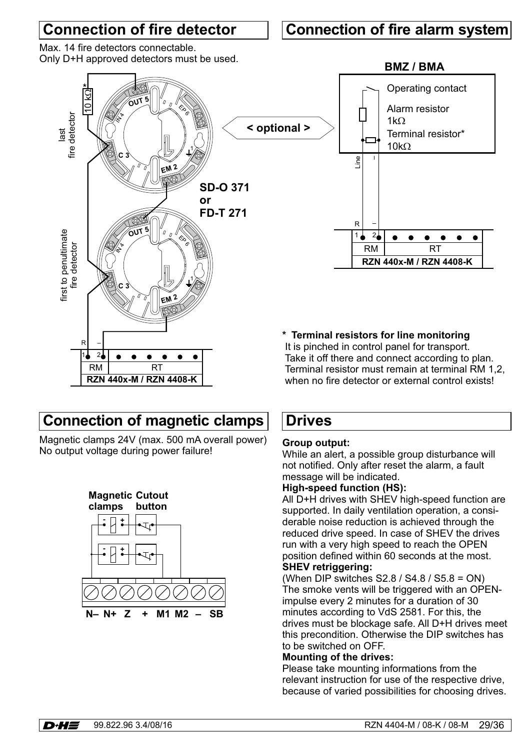## Connection of fire detector

Max. 14 fire detectors connectable.
Only D+H approved detectors must be used.

last fire detector

first to penultimate fire detector

SD-O 371 or FD-T 271

| RM | RT |
|---|---|
| RZN 440x-M / RZN 4408-K | |

## Connection of fire alarm system

**BMZ / BMA**

Operating contact

Alarm resistor 1kΩ

Terminal resistor* 10kΩ

< optional >

| RM | RT |
|---|---|
| RZN 440x-M / RZN 4408-K | |

**\* Terminal resistors for line monitoring**
It is pinched in control panel for transport.
Take it off there and connect according to plan.
Terminal resistor must remain at terminal RM 1,2, when no fire detector or external control exists!

## Connection of magnetic clamps

Magnetic clamps 24V (max. 500 mA overall power)
No output voltage during power failure!

**Magnetic clamps** **Cutout button**

N– N+ Z + M1 M2 – SB

## Drives

**Group output:**
While an alert, a possible group disturbance will not notified. Only after reset the alarm, a fault message will be indicated.

**High-speed function (HS):**
All D+H drives with SHEV high-speed function are supported. In daily ventilation operation, a considerable noise reduction is achieved through the reduced drive speed. In case of SHEV the drives run with a very high speed to reach the OPEN position defined within 60 seconds at the most.

**SHEV retriggering:**
(When DIP switches S2.8 / S4.8 / S5.8 = ON)
The smoke vents will be triggered with an OPEN-impulse every 2 minutes for a duration of 30 minutes according to VdS 2581. For this, the drives must be blockage safe. All D+H drives meet this precondition. Otherwise the DIP switches has to be switched on OFF.

**Mounting of the drives:**
Please take mounting informations from the relevant instruction for use of the respective drive, because of varied possibilities for choosing drives.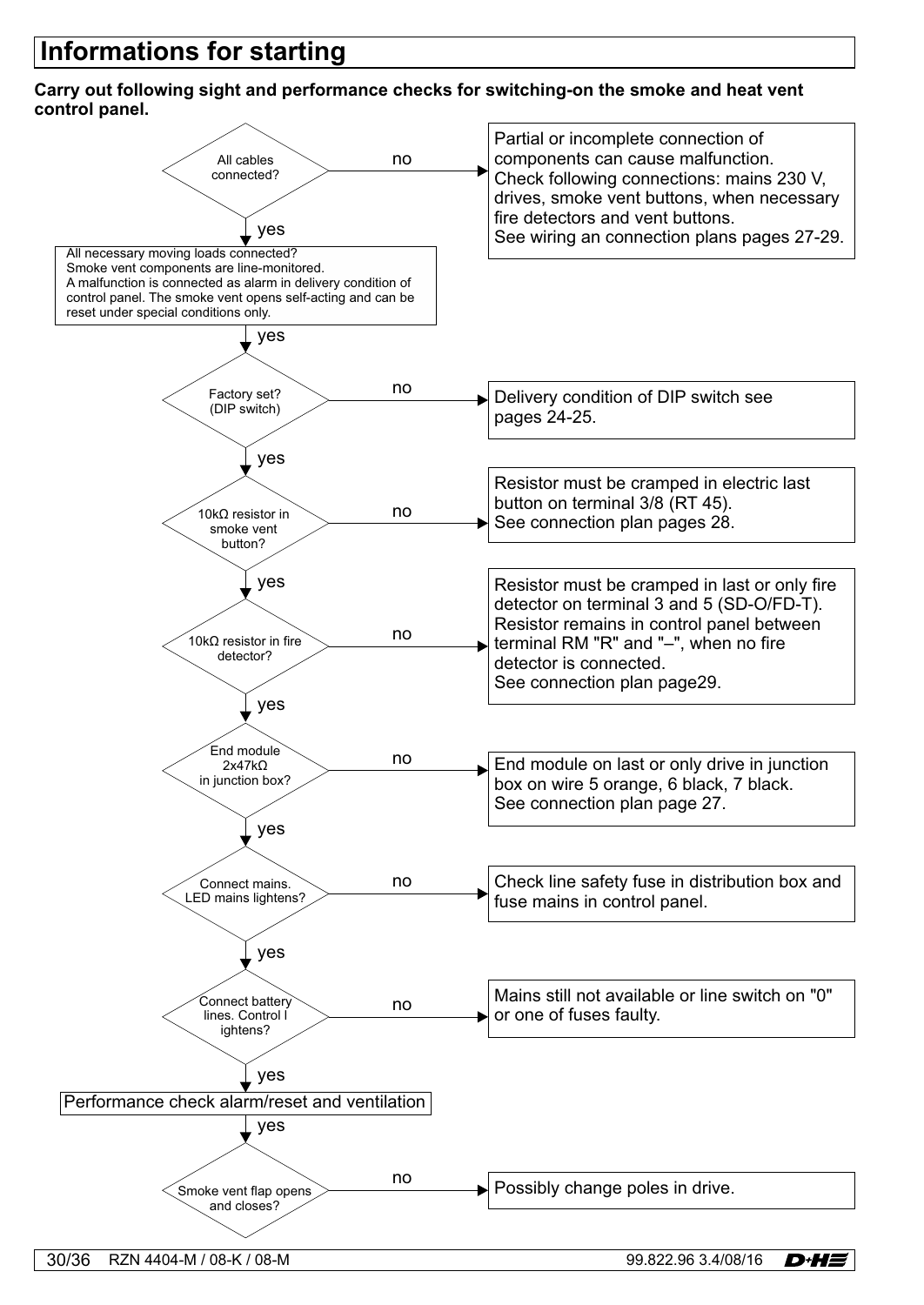# Informations for starting

**Carry out following sight and performance checks for switching-on the smoke and heat vent control panel.**

**All cables connected?**
- no → Partial or incomplete connection of components can cause malfunction. Check following connections: mains 230 V, drives, smoke vent buttons, when necessary fire detectors and vent buttons. See wiring an connection plans pages 27-29.
- yes ↓

All necessary moving loads connected? Smoke vent components are line-monitored. A malfunction is connected as alarm in delivery condition of control panel. The smoke vent opens self-acting and can be reset under special conditions only.
- yes ↓

**Factory set? (DIP switch)**
- no → Delivery condition of DIP switch see pages 24-25.
- yes ↓

**10kΩ resistor in smoke vent button?**
- no → Resistor must be cramped in electric last button on terminal 3/8 (RT 45). See connection plan pages 28.
- yes ↓

**10kΩ resistor in fire detector?**
- no → Resistor must be cramped in last or only fire detector on terminal 3 and 5 (SD-O/FD-T). Resistor remains in control panel between terminal RM "R" and "–", when no fire detector is connected. See connection plan page29.
- yes ↓

**End module 2x47kΩ in junction box?**
- no → End module on last or only drive in junction box on wire 5 orange, 6 black, 7 black. See connection plan page 27.
- yes ↓

**Connect mains. LED mains lightens?**
- no → Check line safety fuse in distribution box and fuse mains in control panel.
- yes ↓

**Connect battery lines. Control l ightens?**
- no → Mains still not available or line switch on "0" or one of fuses faulty.
- yes ↓

Performance check alarm/reset and ventilation
- yes ↓

**Smoke vent flap opens and closes?**
- no → Possibly change poles in drive.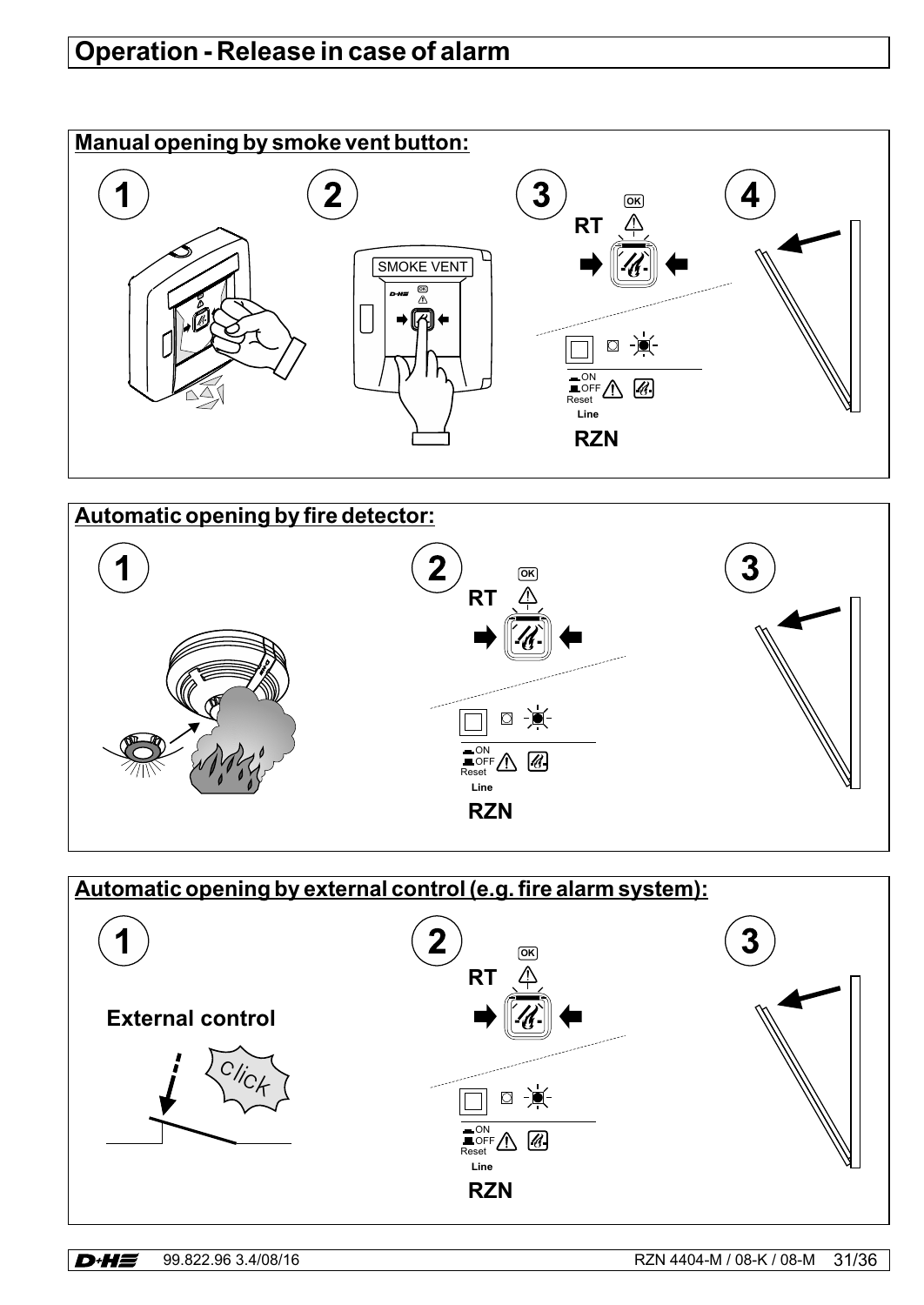# Operation - Release in case of alarm

## Manual opening by smoke vent button:

1 2 3 4

SMOKE VENT

RT

RZN

## Automatic opening by fire detector:

1 2 3

RT

RZN

## Automatic opening by external control (e.g. fire alarm system):

1 2 3

External control

RT

RZN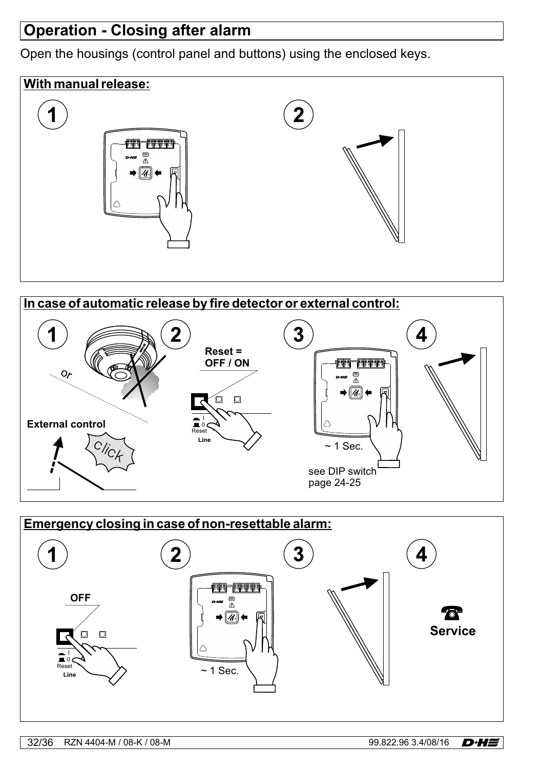# Operation - Closing after alarm

Open the housings (control panel and buttons) using the enclosed keys.

## With manual release:

1

2

## In case of automatic release by fire detector or external control:

1

or

External control

Click

2

Reset = OFF / ON

I

0

Reset

Line

3

~ 1 Sec.

see DIP switch page 24-25

4

## Emergency closing in case of non-resettable alarm:

1

OFF

I

0

Reset

Line

2

~ 1 Sec.

3

4

Service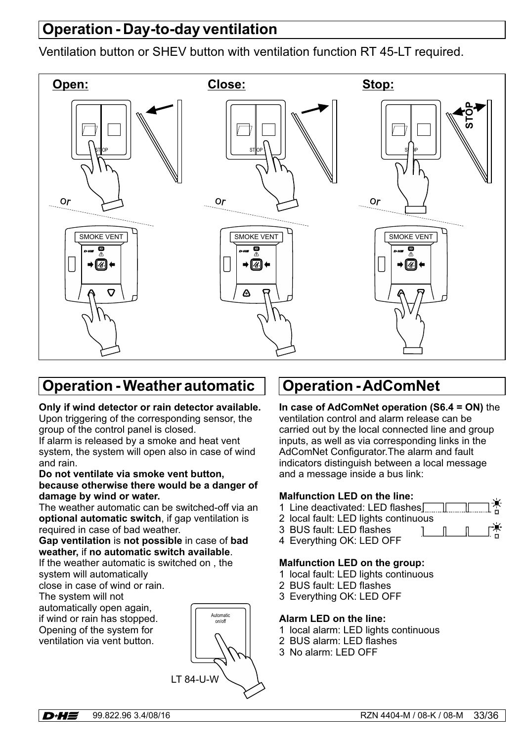## Operation - Day-to-day ventilation

Ventilation button or SHEV button with ventilation function RT 45-LT required.

**Open:** **Close:** **Stop:**

## Operation - Weather automatic

**Only if wind detector or rain detector available.**
Upon triggering of the corresponding sensor, the group of the control panel is closed.
If alarm is released by a smoke and heat vent system, the system will open also in case of wind and rain.

**Do not ventilate via smoke vent button, because otherwise there would be a danger of damage by wind or water.**

The weather automatic can be switched-off via an **optional automatic switch**, if gap ventilation is required in case of bad weather.

**Gap ventilation** is **not possible** in case of **bad weather,** if **no automatic switch available**.

If the weather automatic is switched on , the system will automatically close in case of wind or rain. The system will not automatically open again, if wind or rain has stopped. Opening of the system for ventilation via vent button.

LT 84-U-W

## Operation - AdComNet

**In case of AdComNet operation (S6.4 = ON)** the ventilation control and alarm release can be carried out by the local connected line and group inputs, as well as via corresponding links in the AdComNet Configurator.The alarm and fault indicators distinguish between a local message and a message inside a bus link:

**Malfunction LED on the line:**

1. Line deactivated: LED flashes
2. local fault: LED lights continuous
3. BUS fault: LED flashes
4. Everything OK: LED OFF

**Malfunction LED on the group:**

1. local fault: LED lights continuous
2. BUS fault: LED flashes
3. Everything OK: LED OFF

**Alarm LED on the line:**

1. local alarm: LED lights continuous
2. BUS alarm: LED flashes
3. No alarm: LED OFF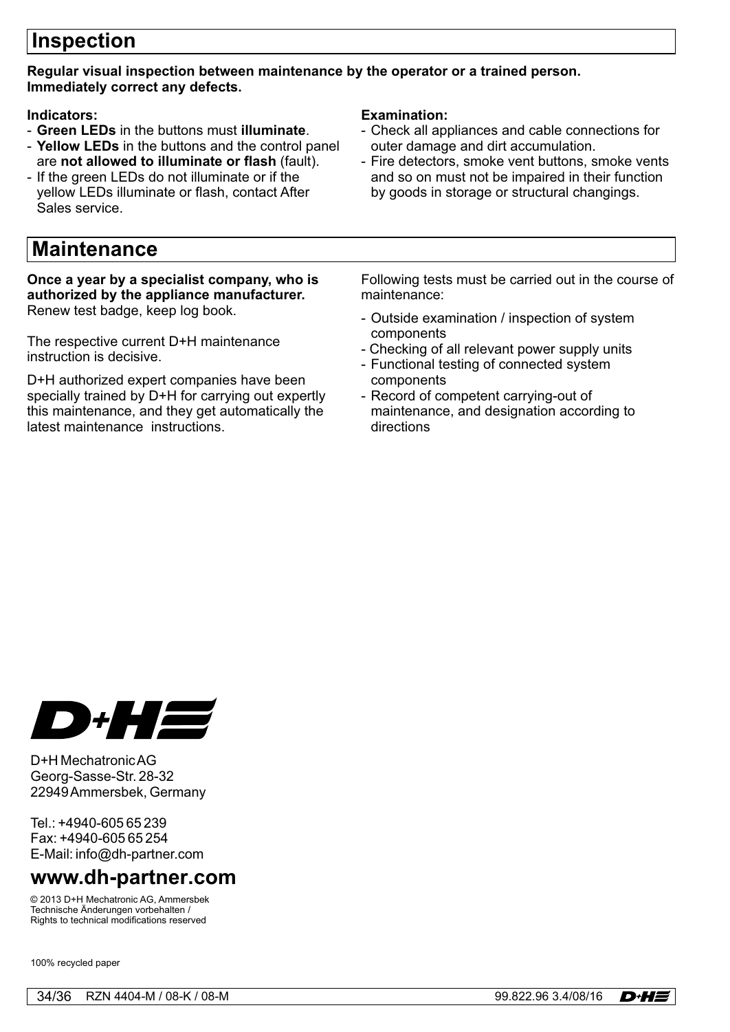## Inspection

**Regular visual inspection between maintenance by the operator or a trained person. Immediately correct any defects.**

**Indicators:**

- **Green LEDs** in the buttons must **illuminate**.
- **Yellow LEDs** in the buttons and the control panel are **not allowed to illuminate or flash** (fault).
- If the green LEDs do not illuminate or if the yellow LEDs illuminate or flash, contact After Sales service.

**Examination:**

- Check all appliances and cable connections for outer damage and dirt accumulation.
- Fire detectors, smoke vent buttons, smoke vents and so on must not be impaired in their function by goods in storage or structural changings.

## Maintenance

**Once a year by a specialist company, who is authorized by the appliance manufacturer.** Renew test badge, keep log book.

The respective current D+H maintenance instruction is decisive.

D+H authorized expert companies have been specially trained by D+H for carrying out expertly this maintenance, and they get automatically the latest maintenance instructions.

Following tests must be carried out in the course of maintenance:

- Outside examination / inspection of system components
- Checking of all relevant power supply units
- Functional testing of connected system components
- Record of competent carrying-out of maintenance, and designation according to directions

D+H Mechatronic AG
Georg-Sasse-Str. 28-32
22949 Ammersbek, Germany

Tel.: +4940-605 65 239
Fax: +4940-605 65 254
E-Mail: info@dh-partner.com

**www.dh-partner.com**

© 2013 D+H Mechatronic AG, Ammersbek
Technische Änderungen vorbehalten /
Rights to technical modifications reserved

100% recycled paper

RZN 4404-M / 08-K / 08-M

99.822.96 3.4/08/16